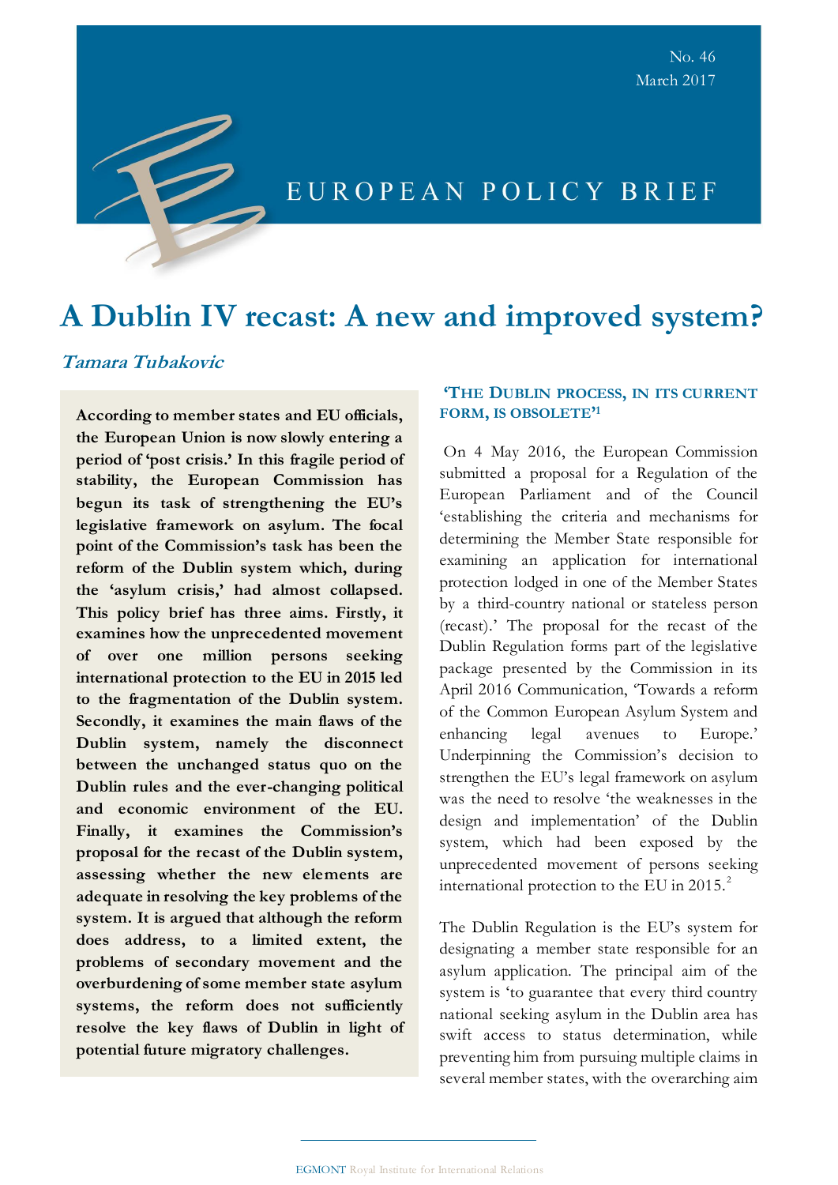No. 46
March 2017

EUROPEAN POLICY BRIEF

# A Dublin IV recast: A new and improved system?

*Tamara Tubakovic*

**According to member states and EU officials, the European Union is now slowly entering a period of 'post crisis.' In this fragile period of stability, the European Commission has begun its task of strengthening the EU's legislative framework on asylum. The focal point of the Commission's task has been the reform of the Dublin system which, during the 'asylum crisis,' had almost collapsed. This policy brief has three aims. Firstly, it examines how the unprecedented movement of over one million persons seeking international protection to the EU in 2015 led to the fragmentation of the Dublin system. Secondly, it examines the main flaws of the Dublin system, namely the disconnect between the unchanged status quo on the Dublin rules and the ever-changing political and economic environment of the EU. Finally, it examines the Commission's proposal for the recast of the Dublin system, assessing whether the new elements are adequate in resolving the key problems of the system. It is argued that although the reform does address, to a limited extent, the problems of secondary movement and the overburdening of some member state asylum systems, the reform does not sufficiently resolve the key flaws of Dublin in light of potential future migratory challenges.**

## 'THE DUBLIN PROCESS, IN ITS CURRENT FORM, IS OBSOLETE'[1]

On 4 May 2016, the European Commission submitted a proposal for a Regulation of the European Parliament and of the Council 'establishing the criteria and mechanisms for determining the Member State responsible for examining an application for international protection lodged in one of the Member States by a third-country national or stateless person (recast).' The proposal for the recast of the Dublin Regulation forms part of the legislative package presented by the Commission in its April 2016 Communication, 'Towards a reform of the Common European Asylum System and enhancing legal avenues to Europe.' Underpinning the Commission's decision to strengthen the EU's legal framework on asylum was the need to resolve 'the weaknesses in the design and implementation' of the Dublin system, which had been exposed by the unprecedented movement of persons seeking international protection to the EU in 2015.[2]

The Dublin Regulation is the EU's system for designating a member state responsible for an asylum application. The principal aim of the system is 'to guarantee that every third country national seeking asylum in the Dublin area has swift access to status determination, while preventing him from pursuing multiple claims in several member states, with the overarching aim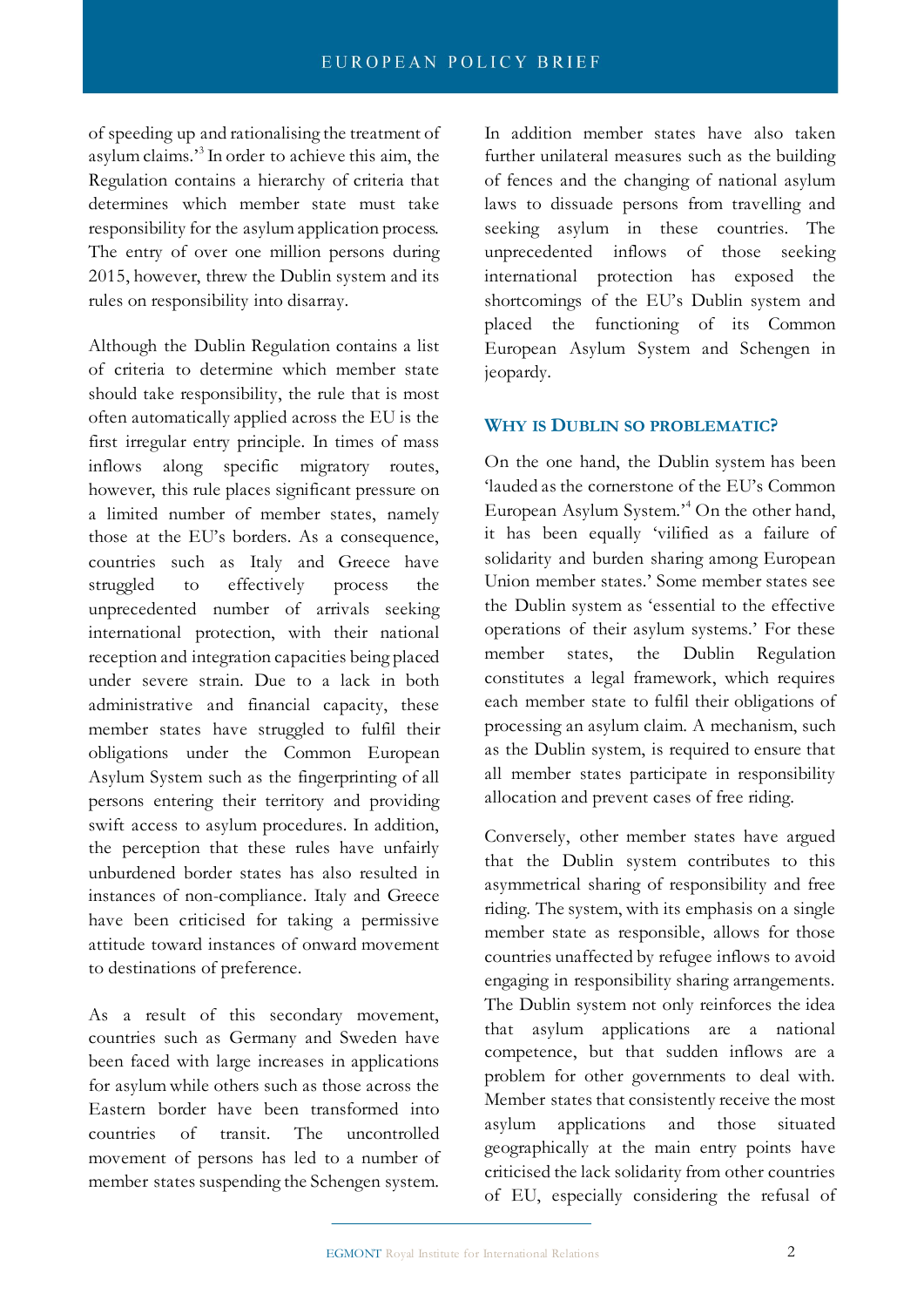of speeding up and rationalising the treatment of asylum claims.'[3] In order to achieve this aim, the Regulation contains a hierarchy of criteria that determines which member state must take responsibility for the asylum application process. The entry of over one million persons during 2015, however, threw the Dublin system and its rules on responsibility into disarray.

Although the Dublin Regulation contains a list of criteria to determine which member state should take responsibility, the rule that is most often automatically applied across the EU is the first irregular entry principle. In times of mass inflows along specific migratory routes, however, this rule places significant pressure on a limited number of member states, namely those at the EU's borders. As a consequence, countries such as Italy and Greece have struggled to effectively process the unprecedented number of arrivals seeking international protection, with their national reception and integration capacities being placed under severe strain. Due to a lack in both administrative and financial capacity, these member states have struggled to fulfil their obligations under the Common European Asylum System such as the fingerprinting of all persons entering their territory and providing swift access to asylum procedures. In addition, the perception that these rules have unfairly unburdened border states has also resulted in instances of non-compliance. Italy and Greece have been criticised for taking a permissive attitude toward instances of onward movement to destinations of preference.

As a result of this secondary movement, countries such as Germany and Sweden have been faced with large increases in applications for asylum while others such as those across the Eastern border have been transformed into countries of transit. The uncontrolled movement of persons has led to a number of member states suspending the Schengen system.

In addition member states have also taken further unilateral measures such as the building of fences and the changing of national asylum laws to dissuade persons from travelling and seeking asylum in these countries. The unprecedented inflows of those seeking international protection has exposed the shortcomings of the EU's Dublin system and placed the functioning of its Common European Asylum System and Schengen in jeopardy.

## Why is Dublin so problematic?

On the one hand, the Dublin system has been 'lauded as the cornerstone of the EU's Common European Asylum System.'[4] On the other hand, it has been equally 'vilified as a failure of solidarity and burden sharing among European Union member states.' Some member states see the Dublin system as 'essential to the effective operations of their asylum systems.' For these member states, the Dublin Regulation constitutes a legal framework, which requires each member state to fulfil their obligations of processing an asylum claim. A mechanism, such as the Dublin system, is required to ensure that all member states participate in responsibility allocation and prevent cases of free riding.

Conversely, other member states have argued that the Dublin system contributes to this asymmetrical sharing of responsibility and free riding. The system, with its emphasis on a single member state as responsible, allows for those countries unaffected by refugee inflows to avoid engaging in responsibility sharing arrangements. The Dublin system not only reinforces the idea that asylum applications are a national competence, but that sudden inflows are a problem for other governments to deal with. Member states that consistently receive the most asylum applications and those situated geographically at the main entry points have criticised the lack solidarity from other countries of EU, especially considering the refusal of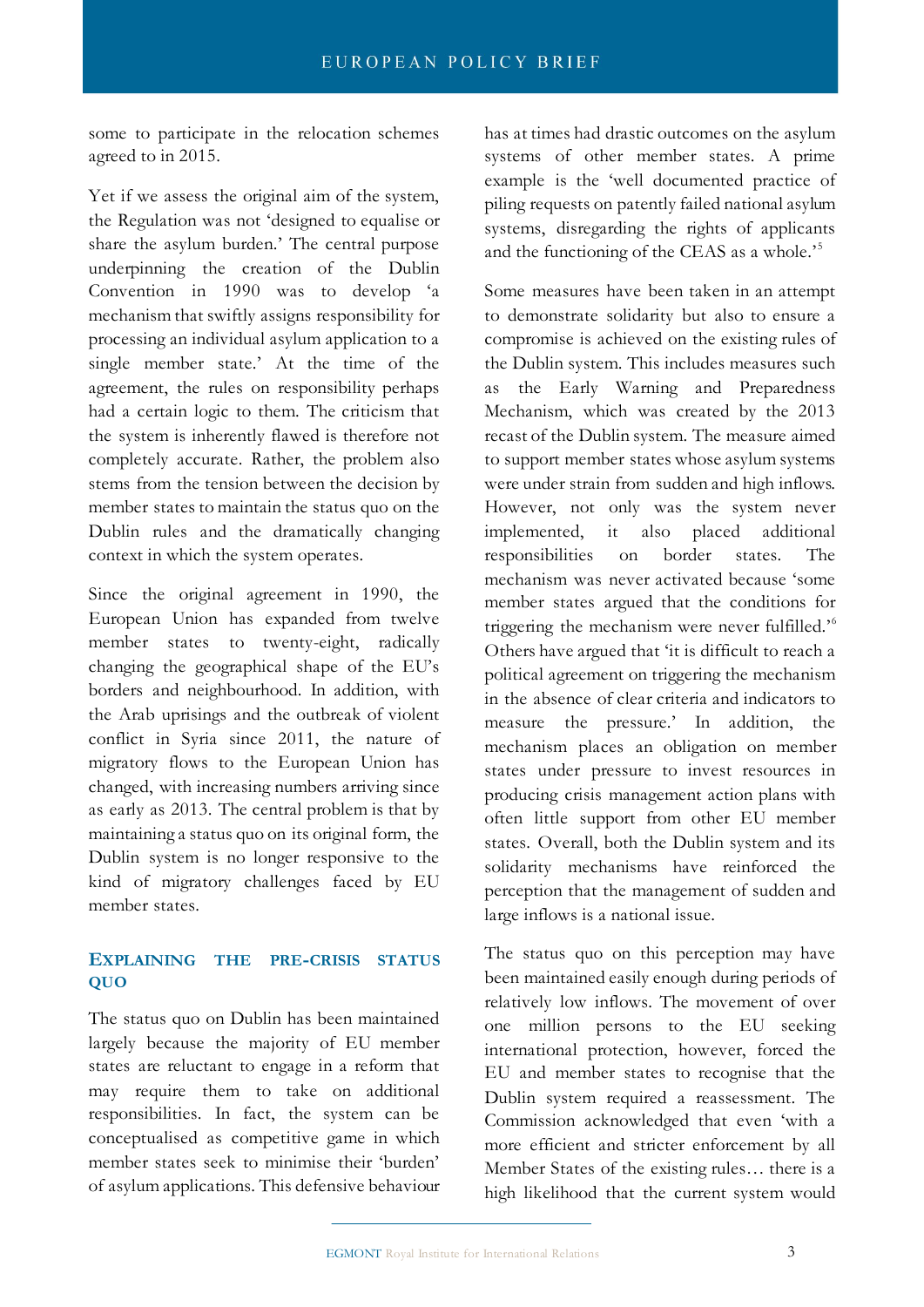some to participate in the relocation schemes agreed to in 2015.

Yet if we assess the original aim of the system, the Regulation was not 'designed to equalise or share the asylum burden.' The central purpose underpinning the creation of the Dublin Convention in 1990 was to develop 'a mechanism that swiftly assigns responsibility for processing an individual asylum application to a single member state.' At the time of the agreement, the rules on responsibility perhaps had a certain logic to them. The criticism that the system is inherently flawed is therefore not completely accurate. Rather, the problem also stems from the tension between the decision by member states to maintain the status quo on the Dublin rules and the dramatically changing context in which the system operates.

Since the original agreement in 1990, the European Union has expanded from twelve member states to twenty-eight, radically changing the geographical shape of the EU's borders and neighbourhood. In addition, with the Arab uprisings and the outbreak of violent conflict in Syria since 2011, the nature of migratory flows to the European Union has changed, with increasing numbers arriving since as early as 2013. The central problem is that by maintaining a status quo on its original form, the Dublin system is no longer responsive to the kind of migratory challenges faced by EU member states.

## EXPLAINING THE PRE-CRISIS STATUS QUO

The status quo on Dublin has been maintained largely because the majority of EU member states are reluctant to engage in a reform that may require them to take on additional responsibilities. In fact, the system can be conceptualised as competitive game in which member states seek to minimise their 'burden' of asylum applications. This defensive behaviour has at times had drastic outcomes on the asylum systems of other member states. A prime example is the 'well documented practice of piling requests on patently failed national asylum systems, disregarding the rights of applicants and the functioning of the CEAS as a whole.'[5]

Some measures have been taken in an attempt to demonstrate solidarity but also to ensure a compromise is achieved on the existing rules of the Dublin system. This includes measures such as the Early Warning and Preparedness Mechanism, which was created by the 2013 recast of the Dublin system. The measure aimed to support member states whose asylum systems were under strain from sudden and high inflows. However, not only was the system never implemented, it also placed additional responsibilities on border states. The mechanism was never activated because 'some member states argued that the conditions for triggering the mechanism were never fulfilled.'[6] Others have argued that 'it is difficult to reach a political agreement on triggering the mechanism in the absence of clear criteria and indicators to measure the pressure.' In addition, the mechanism places an obligation on member states under pressure to invest resources in producing crisis management action plans with often little support from other EU member states. Overall, both the Dublin system and its solidarity mechanisms have reinforced the perception that the management of sudden and large inflows is a national issue.

The status quo on this perception may have been maintained easily enough during periods of relatively low inflows. The movement of over one million persons to the EU seeking international protection, however, forced the EU and member states to recognise that the Dublin system required a reassessment. The Commission acknowledged that even 'with a more efficient and stricter enforcement by all Member States of the existing rules… there is a high likelihood that the current system would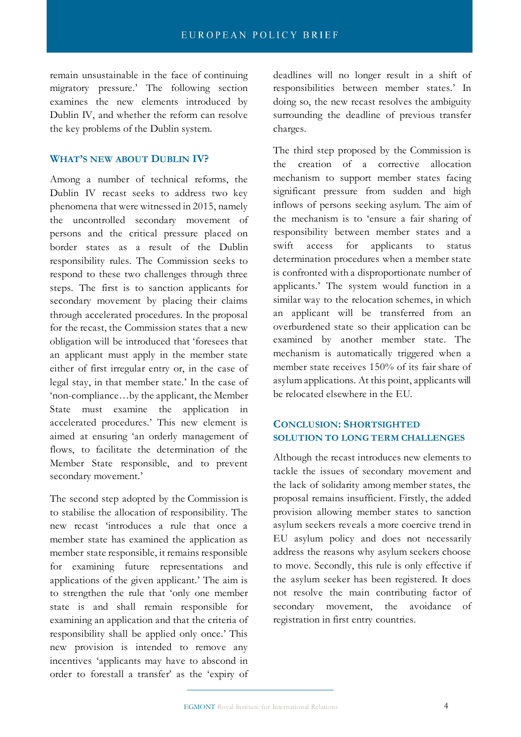remain unsustainable in the face of continuing migratory pressure.' The following section examines the new elements introduced by Dublin IV, and whether the reform can resolve the key problems of the Dublin system.

## WHAT'S NEW ABOUT DUBLIN IV?

Among a number of technical reforms, the Dublin IV recast seeks to address two key phenomena that were witnessed in 2015, namely the uncontrolled secondary movement of persons and the critical pressure placed on border states as a result of the Dublin responsibility rules. The Commission seeks to respond to these two challenges through three steps. The first is to sanction applicants for secondary movement by placing their claims through accelerated procedures. In the proposal for the recast, the Commission states that a new obligation will be introduced that 'foresees that an applicant must apply in the member state either of first irregular entry or, in the case of legal stay, in that member state.' In the case of 'non-compliance…by the applicant, the Member State must examine the application in accelerated procedures.' This new element is aimed at ensuring 'an orderly management of flows, to facilitate the determination of the Member State responsible, and to prevent secondary movement.'

The second step adopted by the Commission is to stabilise the allocation of responsibility. The new recast 'introduces a rule that once a member state has examined the application as member state responsible, it remains responsible for examining future representations and applications of the given applicant.' The aim is to strengthen the rule that 'only one member state is and shall remain responsible for examining an application and that the criteria of responsibility shall be applied only once.' This new provision is intended to remove any incentives 'applicants may have to abscond in order to forestall a transfer' as the 'expiry of deadlines will no longer result in a shift of responsibilities between member states.' In doing so, the new recast resolves the ambiguity surrounding the deadline of previous transfer charges.

The third step proposed by the Commission is the creation of a corrective allocation mechanism to support member states facing significant pressure from sudden and high inflows of persons seeking asylum. The aim of the mechanism is to 'ensure a fair sharing of responsibility between member states and a swift access for applicants to status determination procedures when a member state is confronted with a disproportionate number of applicants.' The system would function in a similar way to the relocation schemes, in which an applicant will be transferred from an overburdened state so their application can be examined by another member state. The mechanism is automatically triggered when a member state receives 150% of its fair share of asylum applications. At this point, applicants will be relocated elsewhere in the EU.

## CONCLUSION: SHORTSIGHTED SOLUTION TO LONG TERM CHALLENGES

Although the recast introduces new elements to tackle the issues of secondary movement and the lack of solidarity among member states, the proposal remains insufficient. Firstly, the added provision allowing member states to sanction asylum seekers reveals a more coercive trend in EU asylum policy and does not necessarily address the reasons why asylum seekers choose to move. Secondly, this rule is only effective if the asylum seeker has been registered. It does not resolve the main contributing factor of secondary movement, the avoidance of registration in first entry countries.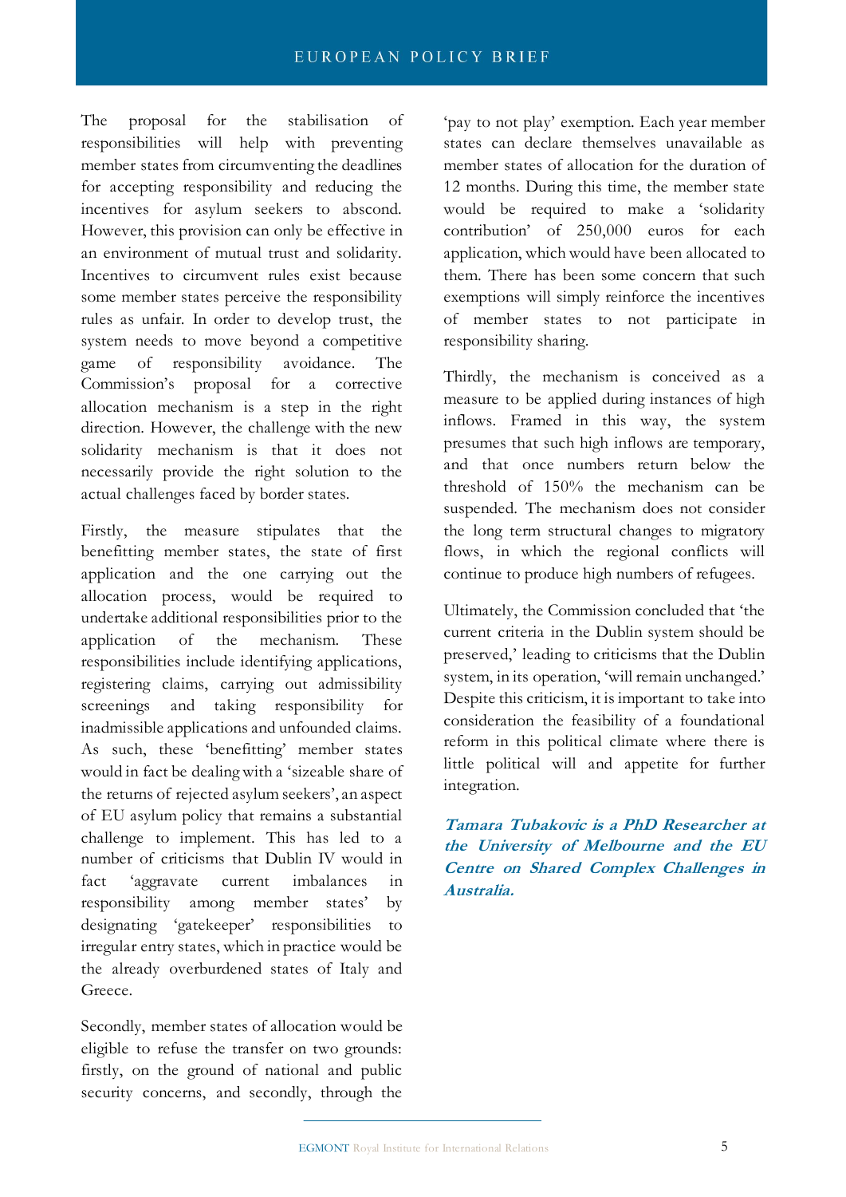The proposal for the stabilisation of responsibilities will help with preventing member states from circumventing the deadlines for accepting responsibility and reducing the incentives for asylum seekers to abscond. However, this provision can only be effective in an environment of mutual trust and solidarity. Incentives to circumvent rules exist because some member states perceive the responsibility rules as unfair. In order to develop trust, the system needs to move beyond a competitive game of responsibility avoidance. The Commission's proposal for a corrective allocation mechanism is a step in the right direction. However, the challenge with the new solidarity mechanism is that it does not necessarily provide the right solution to the actual challenges faced by border states.

Firstly, the measure stipulates that the benefitting member states, the state of first application and the one carrying out the allocation process, would be required to undertake additional responsibilities prior to the application of the mechanism. These responsibilities include identifying applications, registering claims, carrying out admissibility screenings and taking responsibility for inadmissible applications and unfounded claims. As such, these 'benefitting' member states would in fact be dealing with a 'sizeable share of the returns of rejected asylum seekers', an aspect of EU asylum policy that remains a substantial challenge to implement. This has led to a number of criticisms that Dublin IV would in fact 'aggravate current imbalances in responsibility among member states' by designating 'gatekeeper' responsibilities to irregular entry states, which in practice would be the already overburdened states of Italy and Greece.

Secondly, member states of allocation would be eligible to refuse the transfer on two grounds: firstly, on the ground of national and public security concerns, and secondly, through the 'pay to not play' exemption. Each year member states can declare themselves unavailable as member states of allocation for the duration of 12 months. During this time, the member state would be required to make a 'solidarity contribution' of 250,000 euros for each application, which would have been allocated to them. There has been some concern that such exemptions will simply reinforce the incentives of member states to not participate in responsibility sharing.

Thirdly, the mechanism is conceived as a measure to be applied during instances of high inflows. Framed in this way, the system presumes that such high inflows are temporary, and that once numbers return below the threshold of 150% the mechanism can be suspended. The mechanism does not consider the long term structural changes to migratory flows, in which the regional conflicts will continue to produce high numbers of refugees.

Ultimately, the Commission concluded that 'the current criteria in the Dublin system should be preserved,' leading to criticisms that the Dublin system, in its operation, 'will remain unchanged.' Despite this criticism, it is important to take into consideration the feasibility of a foundational reform in this political climate where there is little political will and appetite for further integration.

***Tamara Tubakovic is a PhD Researcher at the University of Melbourne and the EU Centre on Shared Complex Challenges in Australia.***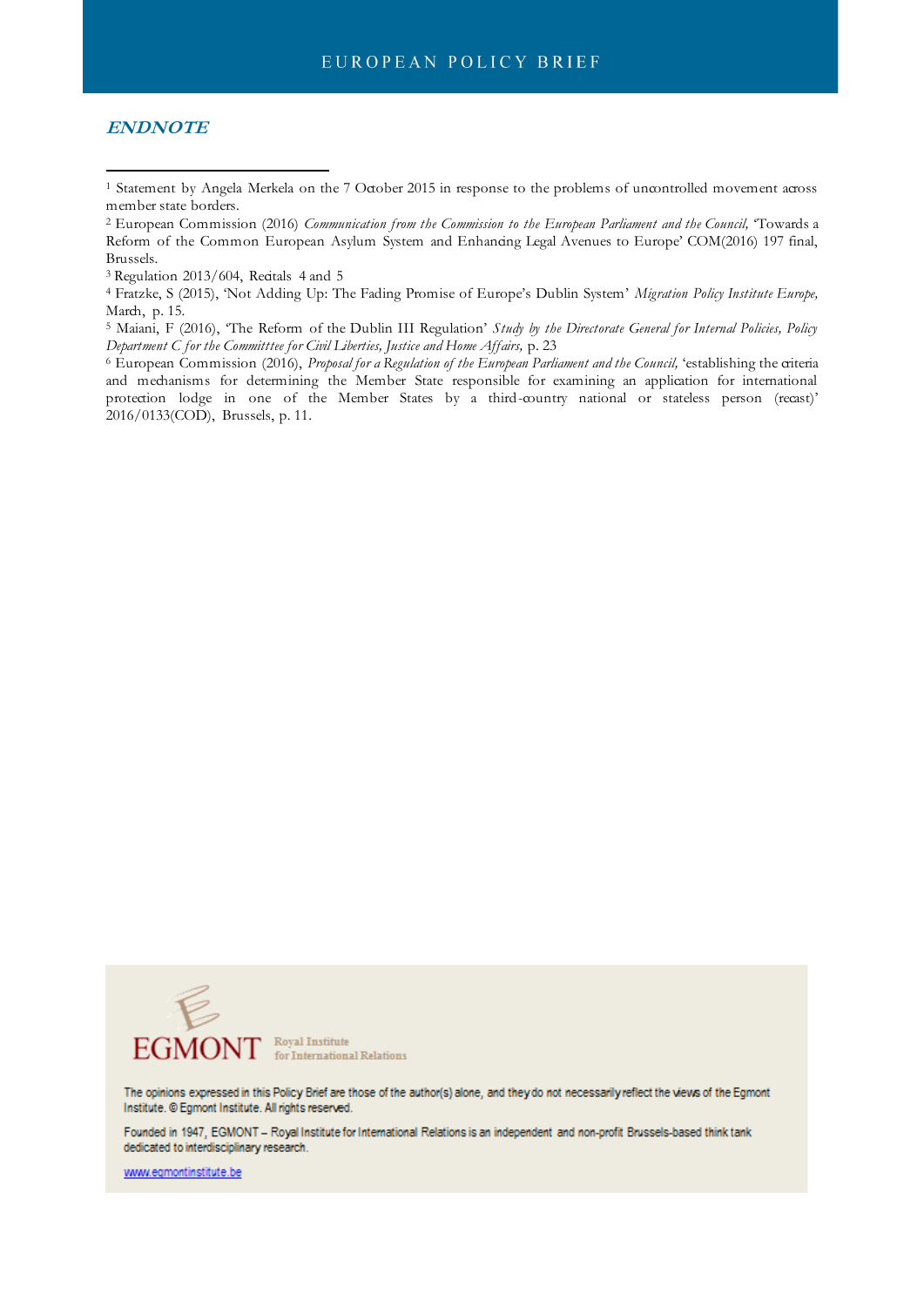## *ENDNOTE*

[1] Statement by Angela Merkela on the 7 October 2015 in response to the problems of uncontrolled movement across member state borders.

[2] European Commission (2016) *Communication from the Commission to the European Parliament and the Council,* 'Towards a Reform of the Common European Asylum System and Enhancing Legal Avenues to Europe' COM(2016) 197 final, Brussels.

[3] Regulation 2013/604, Recitals 4 and 5

[4] Fratzke, S (2015), 'Not Adding Up: The Fading Promise of Europe's Dublin System' *Migration Policy Institute Europe,* March, p. 15.

[5] Maiani, F (2016), 'The Reform of the Dublin III Regulation' *Study by the Directorate General for Internal Policies, Policy Department C for the Committtee for Civil Liberties, Justice and Home Affairs,* p. 23

[6] European Commission (2016), *Proposal for a Regulation of the European Parliament and the Council,* 'establishing the criteria and mechanisms for determining the Member State responsible for examining an application for international protection lodge in one of the Member States by a third-country national or stateless person (recast)' 2016/0133(COD), Brussels, p. 11.

EGMONT Royal Institute for International Relations

The opinions expressed in this Policy Brief are those of the author(s) alone, and they do not necessarily reflect the views of the Egmont Institute. © Egmont Institute. All rights reserved.

Founded in 1947, EGMONT – Royal Institute for International Relations is an independent and non-profit Brussels-based think tank dedicated to interdisciplinary research.

www.egmontinstitute.be